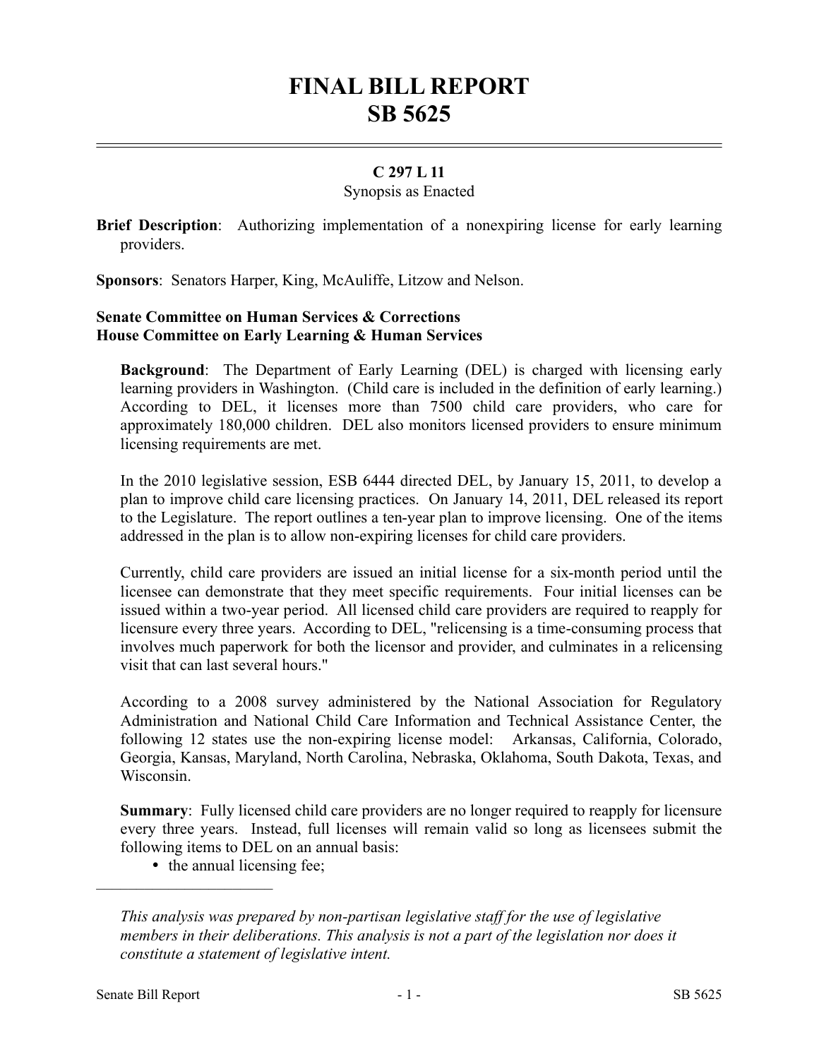# FINAL BILL REPORT
# SB 5625

**C 297 L 11**

Synopsis as Enacted

**Brief Description**: Authorizing implementation of a nonexpiring license for early learning providers.

**Sponsors**: Senators Harper, King, McAuliffe, Litzow and Nelson.

**Senate Committee on Human Services & Corrections**
**House Committee on Early Learning & Human Services**

**Background**: The Department of Early Learning (DEL) is charged with licensing early learning providers in Washington. (Child care is included in the definition of early learning.) According to DEL, it licenses more than 7500 child care providers, who care for approximately 180,000 children. DEL also monitors licensed providers to ensure minimum licensing requirements are met.

In the 2010 legislative session, ESB 6444 directed DEL, by January 15, 2011, to develop a plan to improve child care licensing practices. On January 14, 2011, DEL released its report to the Legislature. The report outlines a ten-year plan to improve licensing. One of the items addressed in the plan is to allow non-expiring licenses for child care providers.

Currently, child care providers are issued an initial license for a six-month period until the licensee can demonstrate that they meet specific requirements. Four initial licenses can be issued within a two-year period. All licensed child care providers are required to reapply for licensure every three years. According to DEL, "relicensing is a time-consuming process that involves much paperwork for both the licensor and provider, and culminates in a relicensing visit that can last several hours."

According to a 2008 survey administered by the National Association for Regulatory Administration and National Child Care Information and Technical Assistance Center, the following 12 states use the non-expiring license model: Arkansas, California, Colorado, Georgia, Kansas, Maryland, North Carolina, Nebraska, Oklahoma, South Dakota, Texas, and Wisconsin.

**Summary**: Fully licensed child care providers are no longer required to reapply for licensure every three years. Instead, full licenses will remain valid so long as licensees submit the following items to DEL on an annual basis:

- the annual licensing fee;

---

*This analysis was prepared by non-partisan legislative staff for the use of legislative members in their deliberations. This analysis is not a part of the legislation nor does it constitute a statement of legislative intent.*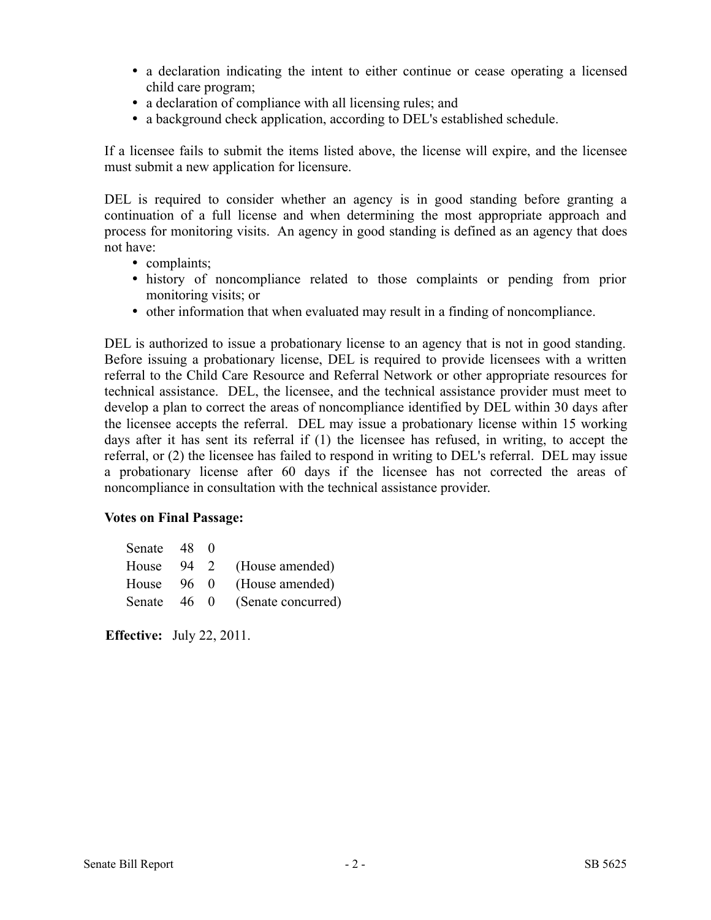- a declaration indicating the intent to either continue or cease operating a licensed child care program;
- a declaration of compliance with all licensing rules; and
- a background check application, according to DEL's established schedule.

If a licensee fails to submit the items listed above, the license will expire, and the licensee must submit a new application for licensure.

DEL is required to consider whether an agency is in good standing before granting a continuation of a full license and when determining the most appropriate approach and process for monitoring visits. An agency in good standing is defined as an agency that does not have:

- complaints;
- history of noncompliance related to those complaints or pending from prior monitoring visits; or
- other information that when evaluated may result in a finding of noncompliance.

DEL is authorized to issue a probationary license to an agency that is not in good standing. Before issuing a probationary license, DEL is required to provide licensees with a written referral to the Child Care Resource and Referral Network or other appropriate resources for technical assistance. DEL, the licensee, and the technical assistance provider must meet to develop a plan to correct the areas of noncompliance identified by DEL within 30 days after the licensee accepts the referral. DEL may issue a probationary license within 15 working days after it has sent its referral if (1) the licensee has refused, in writing, to accept the referral, or (2) the licensee has failed to respond in writing to DEL's referral. DEL may issue a probationary license after 60 days if the licensee has not corrected the areas of noncompliance in consultation with the technical assistance provider.

**Votes on Final Passage:**

| | | | |
|---|---|---|---|
| Senate | 48 | 0 | |
| House | 94 | 2 | (House amended) |
| House | 96 | 0 | (House amended) |
| Senate | 46 | 0 | (Senate concurred) |

**Effective:** July 22, 2011.